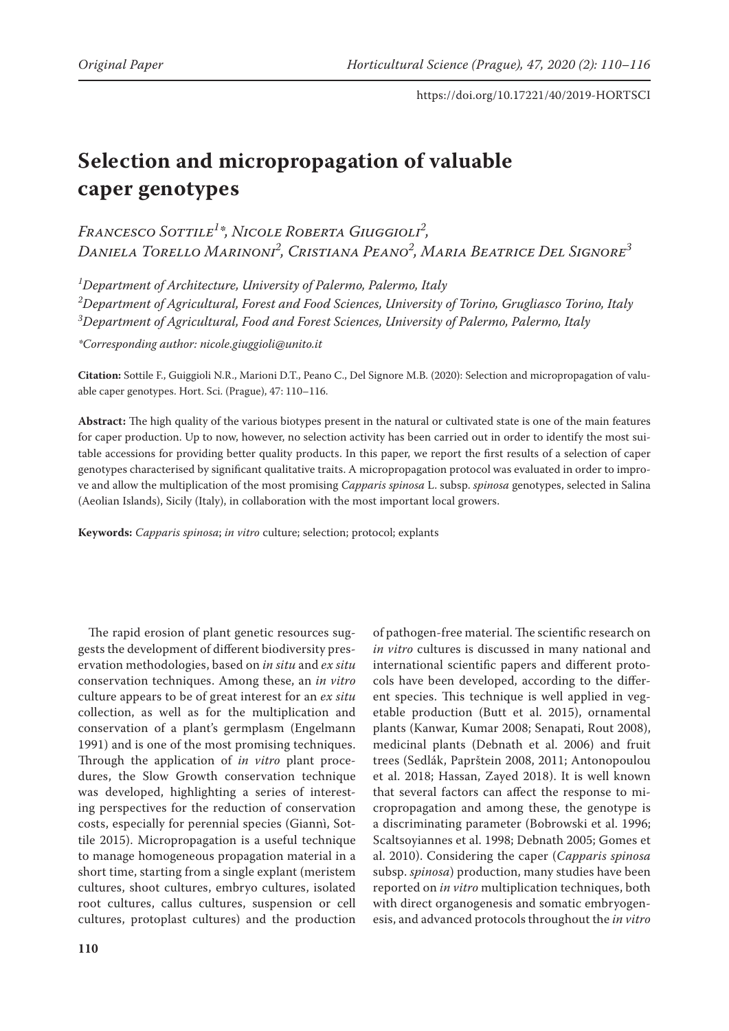# Selection and micropropagation of valuable caper genotypes

*Francesco Sottile[1]\*, Nicole Roberta Giuggioli[2], Daniela Torello Marinoni[2], Cristiana Peano[2], Maria Beatrice Del Signore[3]*

[1]*Department of Architecture, University of Palermo, Palermo, Italy*
[2]*Department of Agricultural, Forest and Food Sciences, University of Torino, Grugliasco Torino, Italy*
[3]*Department of Agricultural, Food and Forest Sciences, University of Palermo, Palermo, Italy*

*\*Corresponding author: nicole.giuggioli@unito.it*

**Citation:** Sottile F., Guiggioli N.R., Marioni D.T., Peano C., Del Signore M.B. (2020): Selection and micropropagation of valuable caper genotypes. Hort. Sci. (Prague), 47: 110–116.

**Abstract:** The high quality of the various biotypes present in the natural or cultivated state is one of the main features for caper production. Up to now, however, no selection activity has been carried out in order to identify the most suitable accessions for providing better quality products. In this paper, we report the first results of a selection of caper genotypes characterised by significant qualitative traits. A micropropagation protocol was evaluated in order to improve and allow the multiplication of the most promising *Capparis spinosa* L. subsp. *spinosa* genotypes, selected in Salina (Aeolian Islands), Sicily (Italy), in collaboration with the most important local growers.

**Keywords:** *Capparis spinosa*; *in vitro* culture; selection; protocol; explants

The rapid erosion of plant genetic resources suggests the development of different biodiversity preservation methodologies, based on *in situ* and *ex situ* conservation techniques. Among these, an *in vitro* culture appears to be of great interest for an *ex situ* collection, as well as for the multiplication and conservation of a plant's germplasm (Engelmann 1991) and is one of the most promising techniques. Through the application of *in vitro* plant procedures, the Slow Growth conservation technique was developed, highlighting a series of interesting perspectives for the reduction of conservation costs, especially for perennial species (Giannì, Sottile 2015). Micropropagation is a useful technique to manage homogeneous propagation material in a short time, starting from a single explant (meristem cultures, shoot cultures, embryo cultures, isolated root cultures, callus cultures, suspension or cell cultures, protoplast cultures) and the production of pathogen-free material. The scientific research on *in vitro* cultures is discussed in many national and international scientific papers and different protocols have been developed, according to the different species. This technique is well applied in vegetable production (Butt et al. 2015), ornamental plants (Kanwar, Kumar 2008; Senapati, Rout 2008), medicinal plants (Debnath et al. 2006) and fruit trees (Sedlák, Paprštein 2008, 2011; Antonopoulou et al. 2018; Hassan, Zayed 2018). It is well known that several factors can affect the response to micropropagation and among these, the genotype is a discriminating parameter (Bobrowski et al. 1996; Scaltsoyiannes et al. 1998; Debnath 2005; Gomes et al. 2010). Considering the caper (*Capparis spinosa* subsp. *spinosa*) production, many studies have been reported on *in vitro* multiplication techniques, both with direct organogenesis and somatic embryogenesis, and advanced protocols throughout the *in vitro*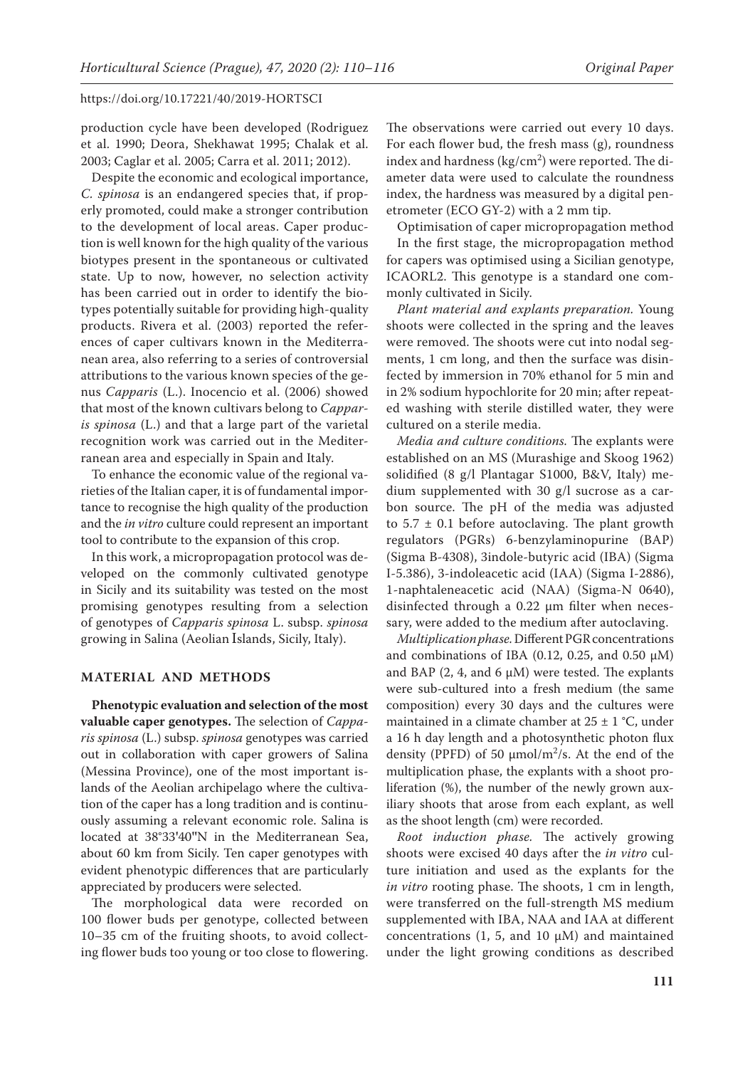production cycle have been developed (Rodriguez et al. 1990; Deora, Shekhawat 1995; Chalak et al. 2003; Caglar et al. 2005; Carra et al. 2011; 2012).

Despite the economic and ecological importance, *C. spinosa* is an endangered species that, if properly promoted, could make a stronger contribution to the development of local areas. Caper production is well known for the high quality of the various biotypes present in the spontaneous or cultivated state. Up to now, however, no selection activity has been carried out in order to identify the biotypes potentially suitable for providing high-quality products. Rivera et al. (2003) reported the references of caper cultivars known in the Mediterranean area, also referring to a series of controversial attributions to the various known species of the genus *Capparis* (L.). Inocencio et al. (2006) showed that most of the known cultivars belong to *Capparis spinosa* (L.) and that a large part of the varietal recognition work was carried out in the Mediterranean area and especially in Spain and Italy.

To enhance the economic value of the regional varieties of the Italian caper, it is of fundamental importance to recognise the high quality of the production and the *in vitro* culture could represent an important tool to contribute to the expansion of this crop.

In this work, a micropropagation protocol was developed on the commonly cultivated genotype in Sicily and its suitability was tested on the most promising genotypes resulting from a selection of genotypes of *Capparis spinosa* L. subsp. *spinosa* growing in Salina (Aeolian Islands, Sicily, Italy).

## MATERIAL AND METHODS

**Phenotypic evaluation and selection of the most valuable caper genotypes.** The selection of *Capparis spinosa* (L.) subsp. *spinosa* genotypes was carried out in collaboration with caper growers of Salina (Messina Province), one of the most important islands of the Aeolian archipelago where the cultivation of the caper has a long tradition and is continuously assuming a relevant economic role. Salina is located at 38°33'40"N in the Mediterranean Sea, about 60 km from Sicily. Ten caper genotypes with evident phenotypic differences that are particularly appreciated by producers were selected.

The morphological data were recorded on 100 flower buds per genotype, collected between 10–35 cm of the fruiting shoots, to avoid collecting flower buds too young or too close to flowering. The observations were carried out every 10 days. For each flower bud, the fresh mass (g), roundness index and hardness (kg/cm$^2$) were reported. The diameter data were used to calculate the roundness index, the hardness was measured by a digital penetrometer (ECO GY-2) with a 2 mm tip.

Optimisation of caper micropropagation method

In the first stage, the micropropagation method for capers was optimised using a Sicilian genotype, ICAORL2. This genotype is a standard one commonly cultivated in Sicily.

*Plant material and explants preparation.* Young shoots were collected in the spring and the leaves were removed. The shoots were cut into nodal segments, 1 cm long, and then the surface was disinfected by immersion in 70% ethanol for 5 min and in 2% sodium hypochlorite for 20 min; after repeated washing with sterile distilled water, they were cultured on a sterile media.

*Media and culture conditions.* The explants were established on an MS (Murashige and Skoog 1962) solidified (8 g/l Plantagar S1000, B&V, Italy) medium supplemented with 30 g/l sucrose as a carbon source. The pH of the media was adjusted to 5.7 ± 0.1 before autoclaving. The plant growth regulators (PGRs) 6-benzylaminopurine (BAP) (Sigma B-4308), 3indole-butyric acid (IBA) (Sigma I-5.386), 3-indoleacetic acid (IAA) (Sigma I-2886), 1-naphtaleneacetic acid (NAA) (Sigma-N 0640), disinfected through a 0.22 µm filter when necessary, were added to the medium after autoclaving.

*Multiplication phase.* Different PGR concentrations and combinations of IBA (0.12, 0.25, and 0.50 µM) and BAP (2, 4, and 6 µM) were tested. The explants were sub-cultured into a fresh medium (the same composition) every 30 days and the cultures were maintained in a climate chamber at 25 ± 1 °C, under a 16 h day length and a photosynthetic photon flux density (PPFD) of 50 µmol/m$^2$/s. At the end of the multiplication phase, the explants with a shoot proliferation (%), the number of the newly grown auxiliary shoots that arose from each explant, as well as the shoot length (cm) were recorded.

*Root induction phase.* The actively growing shoots were excised 40 days after the *in vitro* culture initiation and used as the explants for the *in vitro* rooting phase. The shoots, 1 cm in length, were transferred on the full-strength MS medium supplemented with IBA, NAA and IAA at different concentrations (1, 5, and 10 µM) and maintained under the light growing conditions as described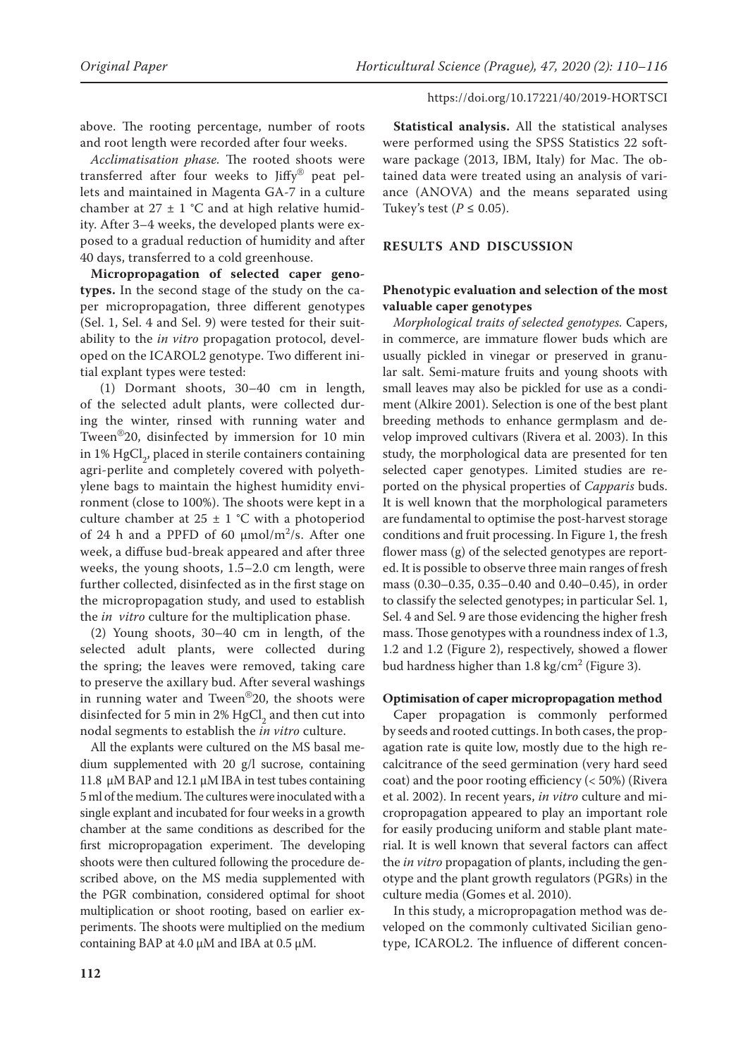above. The rooting percentage, number of roots and root length were recorded after four weeks.

*Acclimatisation phase.* The rooted shoots were transferred after four weeks to Jiffy® peat pellets and maintained in Magenta GA-7 in a culture chamber at 27 ± 1 °C and at high relative humidity. After 3–4 weeks, the developed plants were exposed to a gradual reduction of humidity and after 40 days, transferred to a cold greenhouse.

**Micropropagation of selected caper genotypes.** In the second stage of the study on the caper micropropagation, three different genotypes (Sel. 1, Sel. 4 and Sel. 9) were tested for their suitability to the *in vitro* propagation protocol, developed on the ICAROL2 genotype. Two different initial explant types were tested:

(1) Dormant shoots, 30–40 cm in length, of the selected adult plants, were collected during the winter, rinsed with running water and Tween®20, disinfected by immersion for 10 min in 1% $HgCl_2$, placed in sterile containers containing agri-perlite and completely covered with polyethylene bags to maintain the highest humidity environment (close to 100%). The shoots were kept in a culture chamber at 25 ± 1 °C with a photoperiod of 24 h and a PPFD of 60 µmol/m²/s. After one week, a diffuse bud-break appeared and after three weeks, the young shoots, 1.5–2.0 cm length, were further collected, disinfected as in the first stage on the micropropagation study, and used to establish the *in vitro* culture for the multiplication phase.

(2) Young shoots, 30–40 cm in length, of the selected adult plants, were collected during the spring; the leaves were removed, taking care to preserve the axillary bud. After several washings in running water and Tween®20, the shoots were disinfected for 5 min in 2% $HgCl_2$ and then cut into nodal segments to establish the *in vitro* culture.

All the explants were cultured on the MS basal medium supplemented with 20 g/l sucrose, containing 11.8 µM BAP and 12.1 µM IBA in test tubes containing 5 ml of the medium. The cultures were inoculated with a single explant and incubated for four weeks in a growth chamber at the same conditions as described for the first micropropagation experiment. The developing shoots were then cultured following the procedure described above, on the MS media supplemented with the PGR combination, considered optimal for shoot multiplication or shoot rooting, based on earlier experiments. The shoots were multiplied on the medium containing BAP at 4.0 µM and IBA at 0.5 µM.

**Statistical analysis.** All the statistical analyses were performed using the SPSS Statistics 22 software package (2013, IBM, Italy) for Mac. The obtained data were treated using an analysis of variance (ANOVA) and the means separated using Tukey's test ($P \leq 0.05$).

## RESULTS AND DISCUSSION

### Phenotypic evaluation and selection of the most valuable caper genotypes

*Morphological traits of selected genotypes.* Capers, in commerce, are immature flower buds which are usually pickled in vinegar or preserved in granular salt. Semi-mature fruits and young shoots with small leaves may also be pickled for use as a condiment (Alkire 2001). Selection is one of the best plant breeding methods to enhance germplasm and develop improved cultivars (Rivera et al. 2003). In this study, the morphological data are presented for ten selected caper genotypes. Limited studies are reported on the physical properties of *Capparis* buds. It is well known that the morphological parameters are fundamental to optimise the post-harvest storage conditions and fruit processing. In Figure 1, the fresh flower mass (g) of the selected genotypes are reported. It is possible to observe three main ranges of fresh mass (0.30–0.35, 0.35–0.40 and 0.40–0.45), in order to classify the selected genotypes; in particular Sel. 1, Sel. 4 and Sel. 9 are those evidencing the higher fresh mass. Those genotypes with a roundness index of 1.3, 1.2 and 1.2 (Figure 2), respectively, showed a flower bud hardness higher than 1.8 kg/cm² (Figure 3).

### Optimisation of caper micropropagation method

Caper propagation is commonly performed by seeds and rooted cuttings. In both cases, the propagation rate is quite low, mostly due to the high recalcitrance of the seed germination (very hard seed coat) and the poor rooting efficiency (< 50%) (Rivera et al. 2002). In recent years, *in vitro* culture and micropropagation appeared to play an important role for easily producing uniform and stable plant material. It is well known that several factors can affect the *in vitro* propagation of plants, including the genotype and the plant growth regulators (PGRs) in the culture media (Gomes et al. 2010).

In this study, a micropropagation method was developed on the commonly cultivated Sicilian genotype, ICAROL2. The influence of different concen-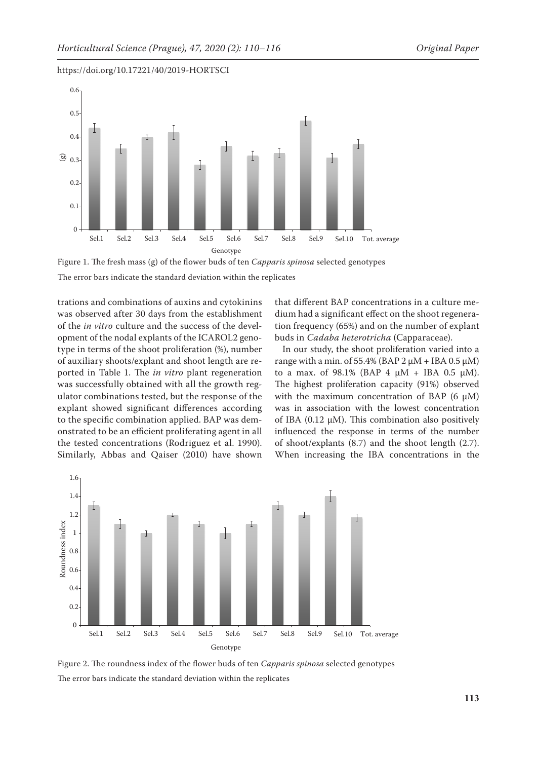Figure 1. The fresh mass (g) of the flower buds of ten *Capparis spinosa* selected genotypes

The error bars indicate the standard deviation within the replicates

trations and combinations of auxins and cytokinins was observed after 30 days from the establishment of the *in vitro* culture and the success of the development of the nodal explants of the ICAROL2 genotype in terms of the shoot proliferation (%), number of auxiliary shoots/explant and shoot length are reported in Table 1. The *in vitro* plant regeneration was successfully obtained with all the growth regulator combinations tested, but the response of the explant showed significant differences according to the specific combination applied. BAP was demonstrated to be an efficient proliferating agent in all the tested concentrations (Rodriguez et al. 1990). Similarly, Abbas and Qaiser (2010) have shown that different BAP concentrations in a culture medium had a significant effect on the shoot regeneration frequency (65%) and on the number of explant buds in *Cadaba heterotricha* (Capparaceae).

In our study, the shoot proliferation varied into a range with a min. of 55.4% (BAP 2 μM + IBA 0.5 μM) to a max. of 98.1% (BAP 4 μM + IBA 0.5 μM). The highest proliferation capacity (91%) observed with the maximum concentration of BAP (6 μM) was in association with the lowest concentration of IBA (0.12 μM). This combination also positively influenced the response in terms of the number of shoot/explants (8.7) and the shoot length (2.7). When increasing the IBA concentrations in the

Figure 2. The roundness index of the flower buds of ten *Capparis spinosa* selected genotypes

The error bars indicate the standard deviation within the replicates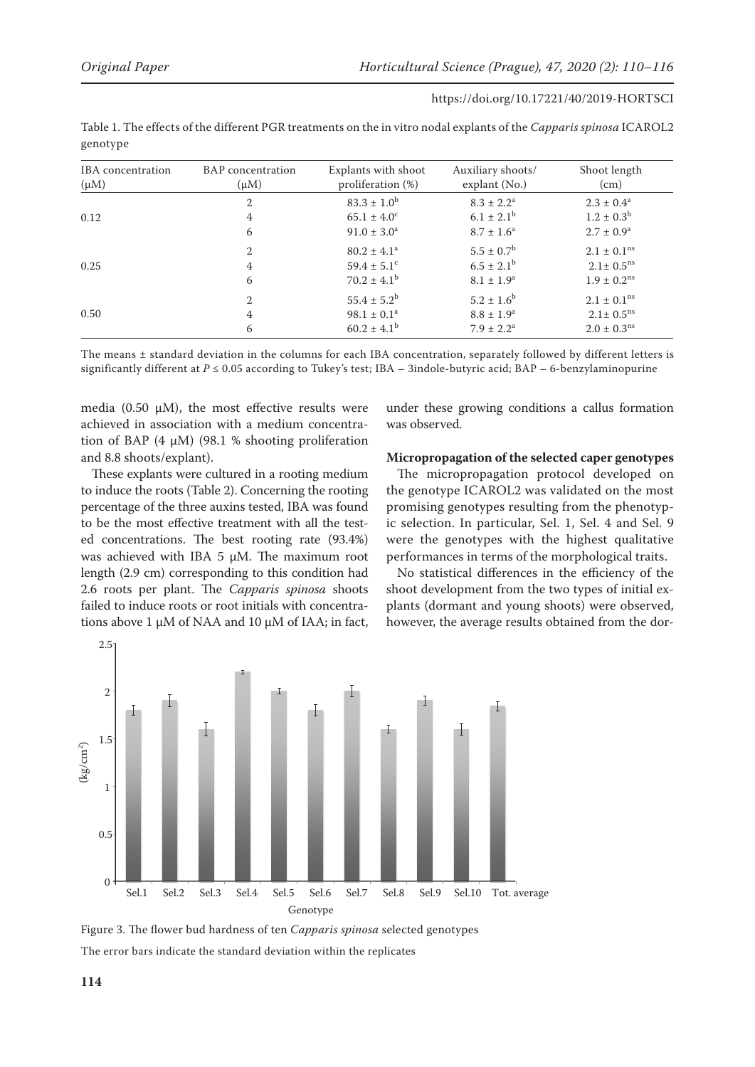Table 1. The effects of the different PGR treatments on the in vitro nodal explants of the *Capparis spinosa* ICAROL2 genotype

| IBA concentration (μM) | BAP concentration (μM) | Explants with shoot proliferation (%) | Auxiliary shoots/ explant (No.) | Shoot length (cm) |
|---|---|---|---|---|
| 0.12 | 2 | $83.3 \pm 1.0^b$ | $8.3 \pm 2.2^a$ | $2.3 \pm 0.4^a$ |
| | 4 | $65.1 \pm 4.0^c$ | $6.1 \pm 2.1^b$ | $1.2 \pm 0.3^b$ |
| | 6 | $91.0 \pm 3.0^a$ | $8.7 \pm 1.6^a$ | $2.7 \pm 0.9^a$ |
| 0.25 | 2 | $80.2 \pm 4.1^a$ | $5.5 \pm 0.7^b$ | $2.1 \pm 0.1^{ns}$ |
| | 4 | $59.4 \pm 5.1^c$ | $6.5 \pm 2.1^b$ | $2.1 \pm 0.5^{ns}$ |
| | 6 | $70.2 \pm 4.1^b$ | $8.1 \pm 1.9^a$ | $1.9 \pm 0.2^{ns}$ |
| 0.50 | 2 | $55.4 \pm 5.2^b$ | $5.2 \pm 1.6^b$ | $2.1 \pm 0.1^{ns}$ |
| | 4 | $98.1 \pm 0.1^a$ | $8.8 \pm 1.9^a$ | $2.1 \pm 0.5^{ns}$ |
| | 6 | $60.2 \pm 4.1^b$ | $7.9 \pm 2.2^a$ | $2.0 \pm 0.3^{ns}$ |

The means ± standard deviation in the columns for each IBA concentration, separately followed by different letters is significantly different at $P \leq 0.05$ according to Tukey's test; IBA – 3indole-butyric acid; BAP – 6-benzylaminopurine

media (0.50 μM), the most effective results were achieved in association with a medium concentration of BAP (4 μM) (98.1 % shooting proliferation and 8.8 shoots/explant).

These explants were cultured in a rooting medium to induce the roots (Table 2). Concerning the rooting percentage of the three auxins tested, IBA was found to be the most effective treatment with all the tested concentrations. The best rooting rate (93.4%) was achieved with IBA 5 μM. The maximum root length (2.9 cm) corresponding to this condition had 2.6 roots per plant. The *Capparis spinosa* shoots failed to induce roots or root initials with concentrations above 1 μM of NAA and 10 μM of IAA; in fact, under these growing conditions a callus formation was observed.

**Micropropagation of the selected caper genotypes**

The micropropagation protocol developed on the genotype ICAROL2 was validated on the most promising genotypes resulting from the phenotypic selection. In particular, Sel. 1, Sel. 4 and Sel. 9 were the genotypes with the highest qualitative performances in terms of the morphological traits.

No statistical differences in the efficiency of the shoot development from the two types of initial explants (dormant and young shoots) were observed, however, the average results obtained from the dor-

Figure 3. The flower bud hardness of ten *Capparis spinosa* selected genotypes

The error bars indicate the standard deviation within the replicates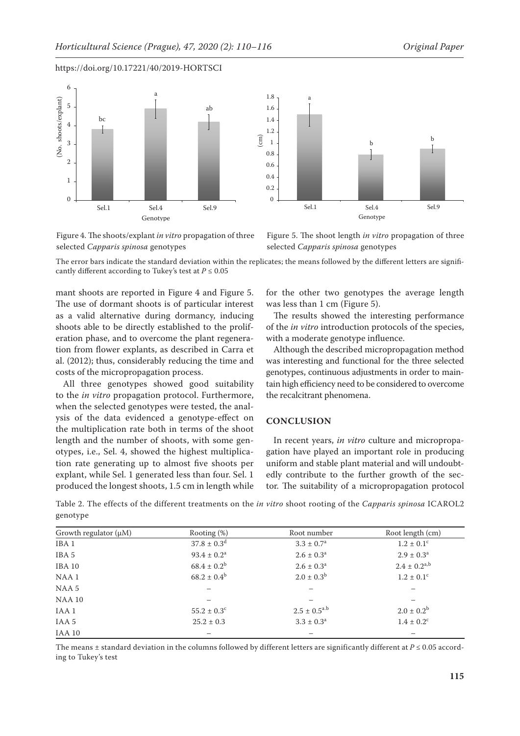Figure 4. The shoots/explant *in vitro* propagation of three selected *Capparis spinosa* genotypes

Figure 5. The shoot length *in vitro* propagation of three selected *Capparis spinosa* genotypes

The error bars indicate the standard deviation within the replicates; the means followed by the different letters are significantly different according to Tukey's test at $P \leq 0.05$

mant shoots are reported in Figure 4 and Figure 5. The use of dormant shoots is of particular interest as a valid alternative during dormancy, inducing shoots able to be directly established to the proliferation phase, and to overcome the plant regeneration from flower explants, as described in Carra et al. (2012); thus, considerably reducing the time and costs of the micropropagation process.

All three genotypes showed good suitability to the *in vitro* propagation protocol. Furthermore, when the selected genotypes were tested, the analysis of the data evidenced a genotype-effect on the multiplication rate both in terms of the shoot length and the number of shoots, with some genotypes, i.e., Sel. 4, showed the highest multiplication rate generating up to almost five shoots per explant, while Sel. 1 generated less than four. Sel. 1 produced the longest shoots, 1.5 cm in length while for the other two genotypes the average length was less than 1 cm (Figure 5).

The results showed the interesting performance of the *in vitro* introduction protocols of the species, with a moderate genotype influence.

Although the described micropropagation method was interesting and functional for the three selected genotypes, continuous adjustments in order to maintain high efficiency need to be considered to overcome the recalcitrant phenomena.

## CONCLUSION

In recent years, *in vitro* culture and micropropagation have played an important role in producing uniform and stable plant material and will undoubtedly contribute to the further growth of the sector. The suitability of a micropropagation protocol

Table 2. The effects of the different treatments on the *in vitro* shoot rooting of the *Capparis spinosa* ICAROL2 genotype

| Growth regulator (μM) | Rooting (%) | Root number | Root length (cm) |
|---|---|---|---|
| IBA 1 | $37.8 \pm 0.3^{d}$ | $3.3 \pm 0.7^{a}$ | $1.2 \pm 0.1^{c}$ |
| IBA 5 | $93.4 \pm 0.2^{a}$ | $2.6 \pm 0.3^{a}$ | $2.9 \pm 0.3^{a}$ |
| IBA 10 | $68.4 \pm 0.2^{b}$ | $2.6 \pm 0.3^{a}$ | $2.4 \pm 0.2^{a,b}$ |
| NAA 1 | $68.2 \pm 0.4^{b}$ | $2.0 \pm 0.3^{b}$ | $1.2 \pm 0.1^{c}$ |
| NAA 5 | – | – | – |
| NAA 10 | – | – | – |
| IAA 1 | $55.2 \pm 0.3^{c}$ | $2.5 \pm 0.5^{a.b}$ | $2.0 \pm 0.2^{b}$ |
| IAA 5 | $25.2 \pm 0.3$ | $3.3 \pm 0.3^{a}$ | $1.4 \pm 0.2^{c}$ |
| IAA 10 | – | – | – |

The means ± standard deviation in the columns followed by different letters are significantly different at $P \leq 0.05$ according to Tukey's test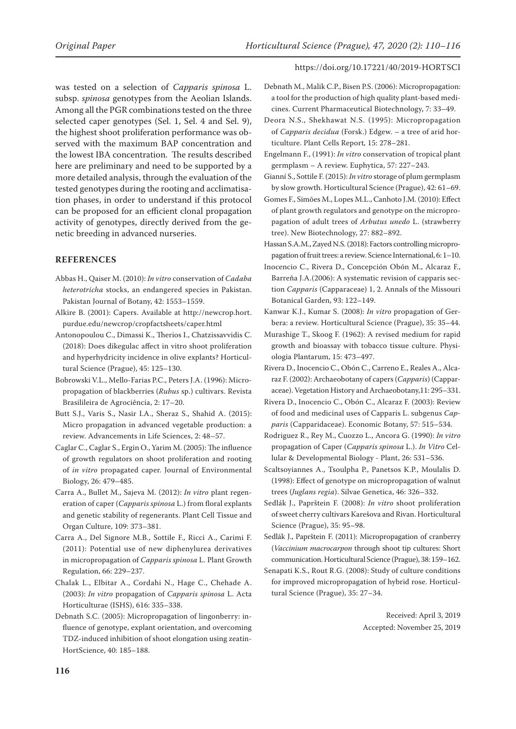was tested on a selection of *Capparis spinosa* L. subsp. *spinosa* genotypes from the Aeolian Islands. Among all the PGR combinations tested on the three selected caper genotypes (Sel. 1, Sel. 4 and Sel. 9), the highest shoot proliferation performance was observed with the maximum BAP concentration and the lowest IBA concentration. The results described here are preliminary and need to be supported by a more detailed analysis, through the evaluation of the tested genotypes during the rooting and acclimatisation phases, in order to understand if this protocol can be proposed for an efficient clonal propagation activity of genotypes, directly derived from the genetic breeding in advanced nurseries.

## REFERENCES

Abbas H., Qaiser M. (2010): *In vitro* conservation of *Cadaba heterotricha* stocks, an endangered species in Pakistan. Pakistan Journal of Botany, 42: 1553–1559.

Alkire B. (2001): Capers. Available at http://newcrop.hort.purdue.edu/newcrop/cropfactsheets/caper.html

Antonopoulou C., Dimassi K., Therios I., Chatzissavvidis C. (2018): Does dikegulac affect in vitro shoot proliferation and hyperhydricity incidence in olive explants? Horticultural Science (Prague), 45: 125–130.

Bobrowski V.L., Mello-Farias P.C., Peters J.A. (1996): Micropropagation of blackberries (*Rubus* sp.) cultivars. Revista Brasilileira de Agrociência, 2: 17–20.

Butt S.J., Varis S., Nasir I.A., Sheraz S., Shahid A. (2015): Micro propagation in advanced vegetable production: a review. Advancements in Life Sciences, 2: 48–57.

Caglar C., Caglar S., Ergin O., Yarim M. (2005): The influence of growth regulators on shoot proliferation and rooting of *in vitro* propagated caper. Journal of Environmental Biology, 26: 479–485.

Carra A., Bullet M., Sajeva M. (2012): *In vitro* plant regeneration of caper (*Capparis spinosa* L.) from floral explants and genetic stability of regenerants. Plant Cell Tissue and Organ Culture, 109: 373–381.

Carra A., Del Signore M.B., Sottile F., Ricci A., Carimi F. (2011): Potential use of new diphenylurea derivatives in micropropagation of *Capparis spinosa* L. Plant Growth Regulation, 66: 229–237.

Chalak L., Elbitar A., Cordahi N., Hage C., Chehade A. (2003): *In vitro* propagation of *Capparis spinosa* L. Acta Horticulturae (ISHS), 616: 335–338.

Debnath S.C. (2005): Micropropagation of lingonberry: influence of genotype, explant orientation, and overcoming TDZ-induced inhibition of shoot elongation using zeatin-HortScience, 40: 185–188.

Debnath M., Malik C.P., Bisen P.S. (2006): Micropropagation: a tool for the production of high quality plant-based medicines. Current Pharmaceutical Biotechnology, 7: 33–49.

Deora N.S., Shekhawat N.S. (1995): Micropropagation of *Capparis decidua* (Forsk.) Edgew. – a tree of arid horticulture. Plant Cells Report, 15: 278–281.

Engelmann F., (1991): *In vitro* conservation of tropical plant germplasm – A review. Euphytica, 57: 227–243.

Gianní S., Sottile F. (2015): *In vitro* storage of plum germplasm by slow growth. Horticultural Science (Prague), 42: 61–69.

Gomes F., Simões M., Lopes M.L., Canhoto J.M. (2010): Effect of plant growth regulators and genotype on the micropropagation of adult trees of *Arbutus unedo* L. (strawberry tree). New Biotechnology, 27: 882–892.

Hassan S.A.M., Zayed N.S. (2018): Factors controlling micropropagation of fruit trees: a review. Science International, 6: 1–10.

Inocencio C., Rivera D., Concepción Obón M., Alcaraz F., Barreña J.A.(2006): A systematic revision of capparis section *Capparis* (Capparaceae) 1, 2. Annals of the Missouri Botanical Garden, 93: 122–149.

Kanwar K.J., Kumar S. (2008): *In vitro* propagation of Gerbera: a review. Horticultural Science (Prague), 35: 35–44.

Murashige T., Skoog F. (1962): A revised medium for rapid growth and bioassay with tobacco tissue culture. Physiologia Plantarum, 15: 473–497.

Rivera D., Inocencio C., Obón C., Carreno E., Reales A., Alcaraz F. (2002): Archaeobotany of capers (*Capparis*) (Capparaceae). Vegetation History and Archaeobotany,11: 295–331.

Rivera D., Inocencio C., Obón C., Alcaraz F. (2003): Review of food and medicinal uses of Capparis L. subgenus *Capparis* (Capparidaceae). Economic Botany, 57: 515–534.

Rodriguez R., Rey M., Cuozzo L., Ancora G. (1990): *In vitro* propagation of Caper (*Capparis spinosa* L.). *In Vitro* Cellular & Developmental Biology - Plant, 26: 531–536.

Scaltsoyiannes A., Tsoulpha P., Panetsos K.P., Moulalis D. (1998): Effect of genotype on micropropagation of walnut trees (*Juglans regia*). Silvae Genetica, 46: 326–332.

Sedlák J., Paprštein F. (2008): *In vitro* shoot proliferation of sweet cherry cultivars Karešova and Rivan. Horticultural Science (Prague), 35: 95–98.

Sedlák J., Paprštein F. (2011): Micropropagation of cranberry (*Vaccinium macrocarpon* through shoot tip cultures: Short communication. Horticultural Science (Prague), 38: 159–162.

Senapati K.S., Rout R.G. (2008): Study of culture conditions for improved micropropagation of hybrid rose. Horticultural Science (Prague), 35: 27–34.

Received: April 3, 2019
Accepted: November 25, 2019